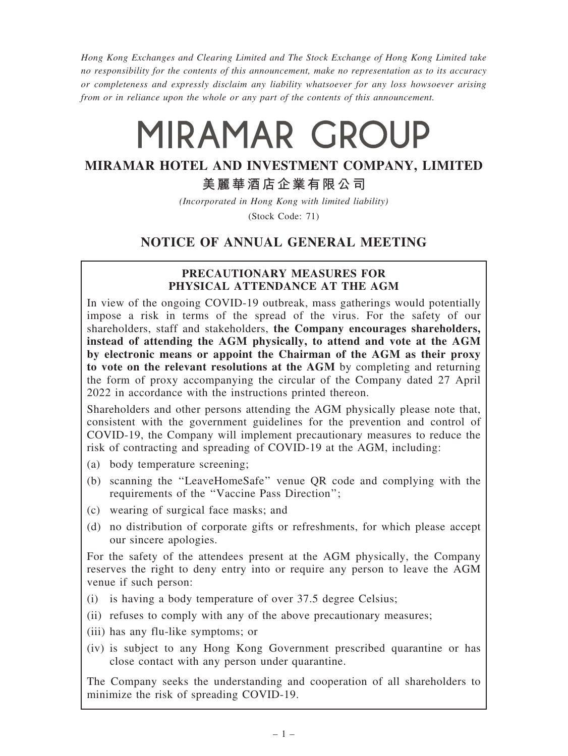*Hong Kong Exchanges and Clearing Limited and The Stock Exchange of Hong Kong Limited take no responsibility for the contents of this announcement, make no representation as to its accuracy or completeness and expressly disclaim any liability whatsoever for any loss howsoever arising from or in reliance upon the whole or any part of the contents of this announcement.*

# MIRAMAR GROUP

## MIRAMAR HOTEL AND INVESTMENT COMPANY, LIMITED

## 美麗華酒店企業有限公司

*(Incorporated in Hong Kong with limited liability)*

(Stock Code: 71)

## NOTICE OF ANNUAL GENERAL MEETING

### PRECAUTIONARY MEASURES FOR PHYSICAL ATTENDANCE AT THE AGM

In view of the ongoing COVID-19 outbreak, mass gatherings would potentially impose a risk in terms of the spread of the virus. For the safety of our shareholders, staff and stakeholders, **the Company encourages shareholders, instead of attending the AGM physically, to attend and vote at the AGM by electronic means or appoint the Chairman of the AGM as their proxy to vote on the relevant resolutions at the AGM** by completing and returning the form of proxy accompanying the circular of the Company dated 27 April 2022 in accordance with the instructions printed thereon.

Shareholders and other persons attending the AGM physically please note that, consistent with the government guidelines for the prevention and control of COVID-19, the Company will implement precautionary measures to reduce the risk of contracting and spreading of COVID-19 at the AGM, including:

(a) body temperature screening;

(b) scanning the "LeaveHomeSafe" venue QR code and complying with the requirements of the "Vaccine Pass Direction";

(c) wearing of surgical face masks; and

(d) no distribution of corporate gifts or refreshments, for which please accept our sincere apologies.

For the safety of the attendees present at the AGM physically, the Company reserves the right to deny entry into or require any person to leave the AGM venue if such person:

(i) is having a body temperature of over 37.5 degree Celsius;

(ii) refuses to comply with any of the above precautionary measures;

(iii) has any flu-like symptoms; or

(iv) is subject to any Hong Kong Government prescribed quarantine or has close contact with any person under quarantine.

The Company seeks the understanding and cooperation of all shareholders to minimize the risk of spreading COVID-19.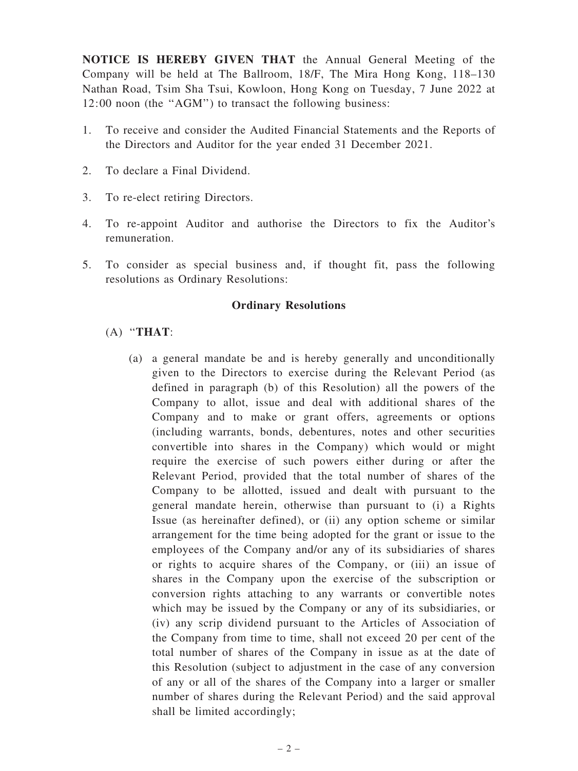**NOTICE IS HEREBY GIVEN THAT** the Annual General Meeting of the Company will be held at The Ballroom, 18/F, The Mira Hong Kong, 118–130 Nathan Road, Tsim Sha Tsui, Kowloon, Hong Kong on Tuesday, 7 June 2022 at 12:00 noon (the ''AGM'') to transact the following business:

1. To receive and consider the Audited Financial Statements and the Reports of the Directors and Auditor for the year ended 31 December 2021.

2. To declare a Final Dividend.

3. To re-elect retiring Directors.

4. To re-appoint Auditor and authorise the Directors to fix the Auditor's remuneration.

5. To consider as special business and, if thought fit, pass the following resolutions as Ordinary Resolutions:

**Ordinary Resolutions**

(A) ''**THAT**:

(a) a general mandate be and is hereby generally and unconditionally given to the Directors to exercise during the Relevant Period (as defined in paragraph (b) of this Resolution) all the powers of the Company to allot, issue and deal with additional shares of the Company and to make or grant offers, agreements or options (including warrants, bonds, debentures, notes and other securities convertible into shares in the Company) which would or might require the exercise of such powers either during or after the Relevant Period, provided that the total number of shares of the Company to be allotted, issued and dealt with pursuant to the general mandate herein, otherwise than pursuant to (i) a Rights Issue (as hereinafter defined), or (ii) any option scheme or similar arrangement for the time being adopted for the grant or issue to the employees of the Company and/or any of its subsidiaries of shares or rights to acquire shares of the Company, or (iii) an issue of shares in the Company upon the exercise of the subscription or conversion rights attaching to any warrants or convertible notes which may be issued by the Company or any of its subsidiaries, or (iv) any scrip dividend pursuant to the Articles of Association of the Company from time to time, shall not exceed 20 per cent of the total number of shares of the Company in issue as at the date of this Resolution (subject to adjustment in the case of any conversion of any or all of the shares of the Company into a larger or smaller number of shares during the Relevant Period) and the said approval shall be limited accordingly;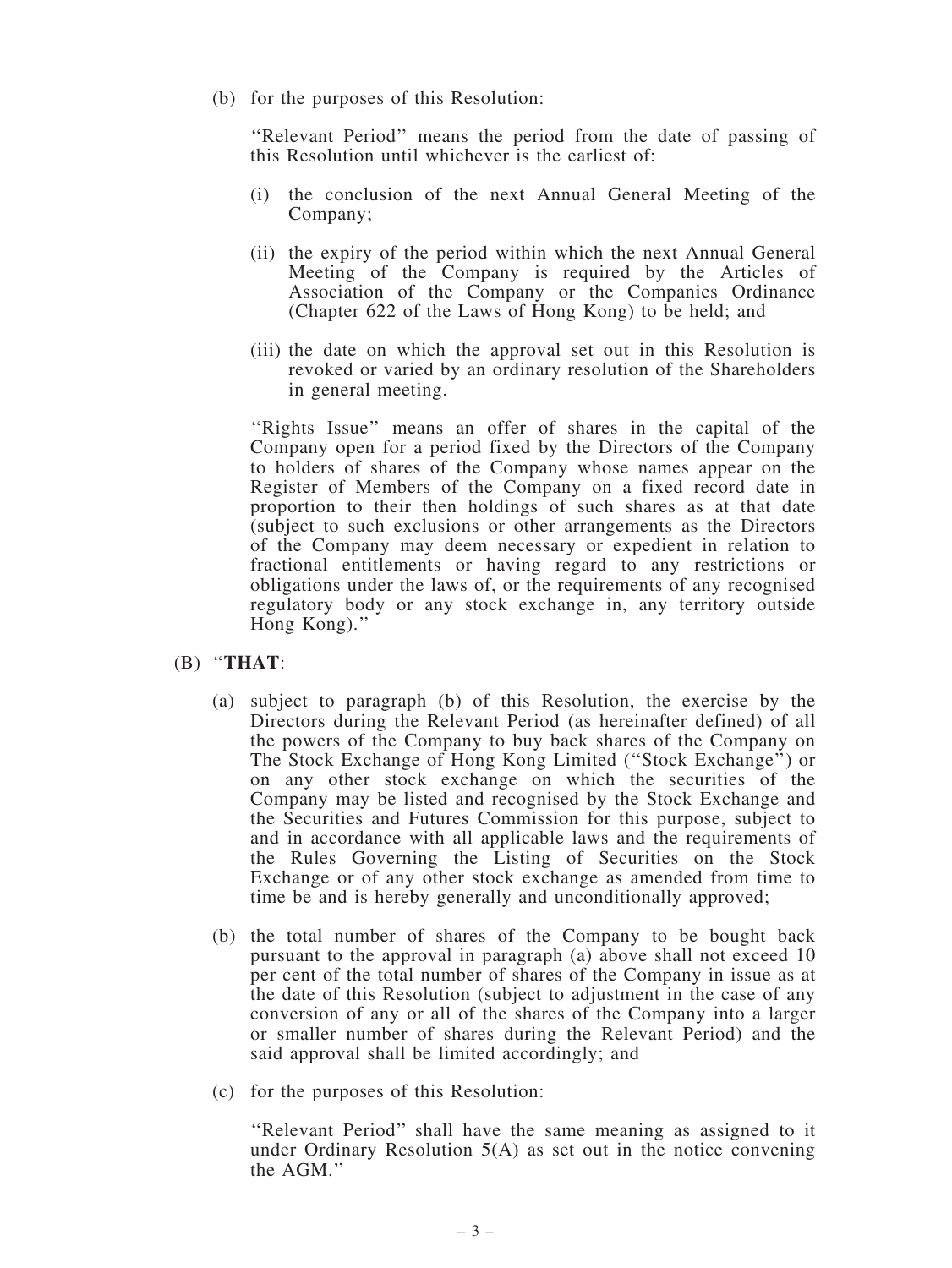(b) for the purposes of this Resolution:

''Relevant Period'' means the period from the date of passing of this Resolution until whichever is the earliest of:

(i) the conclusion of the next Annual General Meeting of the Company;

(ii) the expiry of the period within which the next Annual General Meeting of the Company is required by the Articles of Association of the Company or the Companies Ordinance (Chapter 622 of the Laws of Hong Kong) to be held; and

(iii) the date on which the approval set out in this Resolution is revoked or varied by an ordinary resolution of the Shareholders in general meeting.

''Rights Issue'' means an offer of shares in the capital of the Company open for a period fixed by the Directors of the Company to holders of shares of the Company whose names appear on the Register of Members of the Company on a fixed record date in proportion to their then holdings of such shares as at that date (subject to such exclusions or other arrangements as the Directors of the Company may deem necessary or expedient in relation to fractional entitlements or having regard to any restrictions or obligations under the laws of, or the requirements of any recognised regulatory body or any stock exchange in, any territory outside Hong Kong).''

(B) ''**THAT**:

(a) subject to paragraph (b) of this Resolution, the exercise by the Directors during the Relevant Period (as hereinafter defined) of all the powers of the Company to buy back shares of the Company on The Stock Exchange of Hong Kong Limited (''Stock Exchange'') or on any other stock exchange on which the securities of the Company may be listed and recognised by the Stock Exchange and the Securities and Futures Commission for this purpose, subject to and in accordance with all applicable laws and the requirements of the Rules Governing the Listing of Securities on the Stock Exchange or of any other stock exchange as amended from time to time be and is hereby generally and unconditionally approved;

(b) the total number of shares of the Company to be bought back pursuant to the approval in paragraph (a) above shall not exceed 10 per cent of the total number of shares of the Company in issue as at the date of this Resolution (subject to adjustment in the case of any conversion of any or all of the shares of the Company into a larger or smaller number of shares during the Relevant Period) and the said approval shall be limited accordingly; and

(c) for the purposes of this Resolution:

''Relevant Period'' shall have the same meaning as assigned to it under Ordinary Resolution 5(A) as set out in the notice convening the AGM.''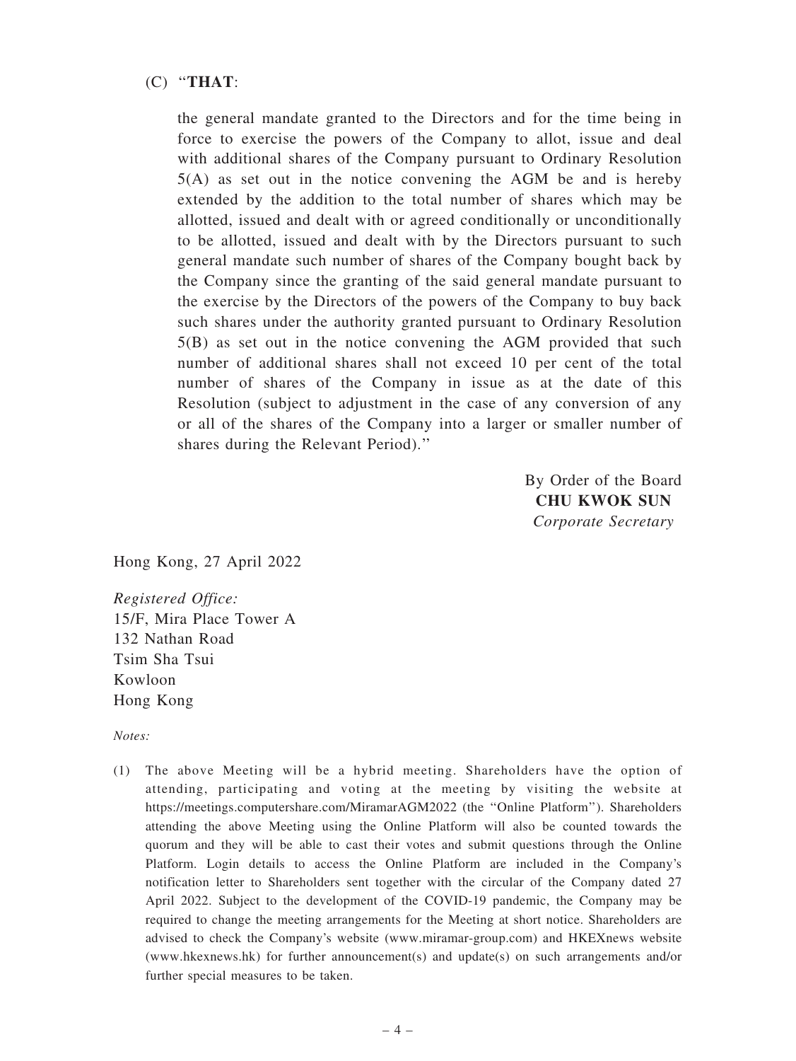(C) "**THAT**:

the general mandate granted to the Directors and for the time being in force to exercise the powers of the Company to allot, issue and deal with additional shares of the Company pursuant to Ordinary Resolution 5(A) as set out in the notice convening the AGM be and is hereby extended by the addition to the total number of shares which may be allotted, issued and dealt with or agreed conditionally or unconditionally to be allotted, issued and dealt with by the Directors pursuant to such general mandate such number of shares of the Company bought back by the Company since the granting of the said general mandate pursuant to the exercise by the Directors of the powers of the Company to buy back such shares under the authority granted pursuant to Ordinary Resolution 5(B) as set out in the notice convening the AGM provided that such number of additional shares shall not exceed 10 per cent of the total number of shares of the Company in issue as at the date of this Resolution (subject to adjustment in the case of any conversion of any or all of the shares of the Company into a larger or smaller number of shares during the Relevant Period)."

By Order of the Board
**CHU KWOK SUN**
*Corporate Secretary*

Hong Kong, 27 April 2022

*Registered Office:*
15/F, Mira Place Tower A
132 Nathan Road
Tsim Sha Tsui
Kowloon
Hong Kong

*Notes:*

(1) The above Meeting will be a hybrid meeting. Shareholders have the option of attending, participating and voting at the meeting by visiting the website at https://meetings.computershare.com/MiramarAGM2022 (the "Online Platform"). Shareholders attending the above Meeting using the Online Platform will also be counted towards the quorum and they will be able to cast their votes and submit questions through the Online Platform. Login details to access the Online Platform are included in the Company's notification letter to Shareholders sent together with the circular of the Company dated 27 April 2022. Subject to the development of the COVID-19 pandemic, the Company may be required to change the meeting arrangements for the Meeting at short notice. Shareholders are advised to check the Company's website (www.miramar-group.com) and HKEXnews website (www.hkexnews.hk) for further announcement(s) and update(s) on such arrangements and/or further special measures to be taken.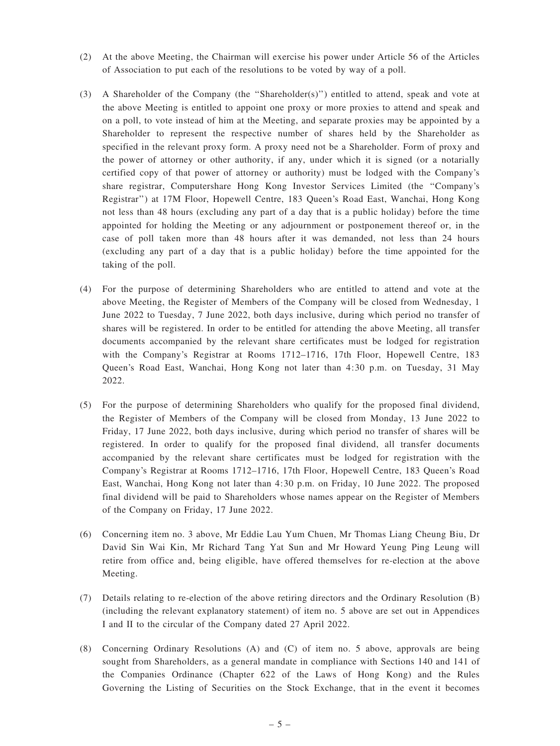(2) At the above Meeting, the Chairman will exercise his power under Article 56 of the Articles of Association to put each of the resolutions to be voted by way of a poll.

(3) A Shareholder of the Company (the "Shareholder(s)") entitled to attend, speak and vote at the above Meeting is entitled to appoint one proxy or more proxies to attend and speak and on a poll, to vote instead of him at the Meeting, and separate proxies may be appointed by a Shareholder to represent the respective number of shares held by the Shareholder as specified in the relevant proxy form. A proxy need not be a Shareholder. Form of proxy and the power of attorney or other authority, if any, under which it is signed (or a notarially certified copy of that power of attorney or authority) must be lodged with the Company's share registrar, Computershare Hong Kong Investor Services Limited (the "Company's Registrar") at 17M Floor, Hopewell Centre, 183 Queen's Road East, Wanchai, Hong Kong not less than 48 hours (excluding any part of a day that is a public holiday) before the time appointed for holding the Meeting or any adjournment or postponement thereof or, in the case of poll taken more than 48 hours after it was demanded, not less than 24 hours (excluding any part of a day that is a public holiday) before the time appointed for the taking of the poll.

(4) For the purpose of determining Shareholders who are entitled to attend and vote at the above Meeting, the Register of Members of the Company will be closed from Wednesday, 1 June 2022 to Tuesday, 7 June 2022, both days inclusive, during which period no transfer of shares will be registered. In order to be entitled for attending the above Meeting, all transfer documents accompanied by the relevant share certificates must be lodged for registration with the Company's Registrar at Rooms 1712–1716, 17th Floor, Hopewell Centre, 183 Queen's Road East, Wanchai, Hong Kong not later than 4:30 p.m. on Tuesday, 31 May 2022.

(5) For the purpose of determining Shareholders who qualify for the proposed final dividend, the Register of Members of the Company will be closed from Monday, 13 June 2022 to Friday, 17 June 2022, both days inclusive, during which period no transfer of shares will be registered. In order to qualify for the proposed final dividend, all transfer documents accompanied by the relevant share certificates must be lodged for registration with the Company's Registrar at Rooms 1712–1716, 17th Floor, Hopewell Centre, 183 Queen's Road East, Wanchai, Hong Kong not later than 4:30 p.m. on Friday, 10 June 2022. The proposed final dividend will be paid to Shareholders whose names appear on the Register of Members of the Company on Friday, 17 June 2022.

(6) Concerning item no. 3 above, Mr Eddie Lau Yum Chuen, Mr Thomas Liang Cheung Biu, Dr David Sin Wai Kin, Mr Richard Tang Yat Sun and Mr Howard Yeung Ping Leung will retire from office and, being eligible, have offered themselves for re-election at the above Meeting.

(7) Details relating to re-election of the above retiring directors and the Ordinary Resolution (B) (including the relevant explanatory statement) of item no. 5 above are set out in Appendices I and II to the circular of the Company dated 27 April 2022.

(8) Concerning Ordinary Resolutions (A) and (C) of item no. 5 above, approvals are being sought from Shareholders, as a general mandate in compliance with Sections 140 and 141 of the Companies Ordinance (Chapter 622 of the Laws of Hong Kong) and the Rules Governing the Listing of Securities on the Stock Exchange, that in the event it becomes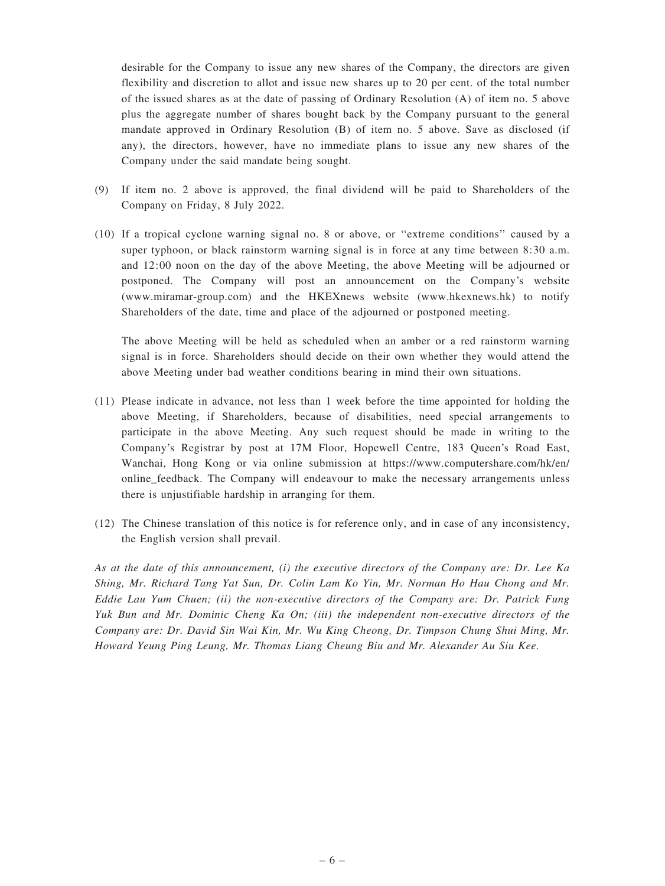desirable for the Company to issue any new shares of the Company, the directors are given flexibility and discretion to allot and issue new shares up to 20 per cent. of the total number of the issued shares as at the date of passing of Ordinary Resolution (A) of item no. 5 above plus the aggregate number of shares bought back by the Company pursuant to the general mandate approved in Ordinary Resolution (B) of item no. 5 above. Save as disclosed (if any), the directors, however, have no immediate plans to issue any new shares of the Company under the said mandate being sought.

(9) If item no. 2 above is approved, the final dividend will be paid to Shareholders of the Company on Friday, 8 July 2022.

(10) If a tropical cyclone warning signal no. 8 or above, or "extreme conditions" caused by a super typhoon, or black rainstorm warning signal is in force at any time between 8:30 a.m. and 12:00 noon on the day of the above Meeting, the above Meeting will be adjourned or postponed. The Company will post an announcement on the Company's website (www.miramar-group.com) and the HKEXnews website (www.hkexnews.hk) to notify Shareholders of the date, time and place of the adjourned or postponed meeting.

The above Meeting will be held as scheduled when an amber or a red rainstorm warning signal is in force. Shareholders should decide on their own whether they would attend the above Meeting under bad weather conditions bearing in mind their own situations.

(11) Please indicate in advance, not less than 1 week before the time appointed for holding the above Meeting, if Shareholders, because of disabilities, need special arrangements to participate in the above Meeting. Any such request should be made in writing to the Company's Registrar by post at 17M Floor, Hopewell Centre, 183 Queen's Road East, Wanchai, Hong Kong or via online submission at https://www.computershare.com/hk/en/online_feedback. The Company will endeavour to make the necessary arrangements unless there is unjustifiable hardship in arranging for them.

(12) The Chinese translation of this notice is for reference only, and in case of any inconsistency, the English version shall prevail.

*As at the date of this announcement, (i) the executive directors of the Company are: Dr. Lee Ka Shing, Mr. Richard Tang Yat Sun, Dr. Colin Lam Ko Yin, Mr. Norman Ho Hau Chong and Mr. Eddie Lau Yum Chuen; (ii) the non-executive directors of the Company are: Dr. Patrick Fung Yuk Bun and Mr. Dominic Cheng Ka On; (iii) the independent non-executive directors of the Company are: Dr. David Sin Wai Kin, Mr. Wu King Cheong, Dr. Timpson Chung Shui Ming, Mr. Howard Yeung Ping Leung, Mr. Thomas Liang Cheung Biu and Mr. Alexander Au Siu Kee.*